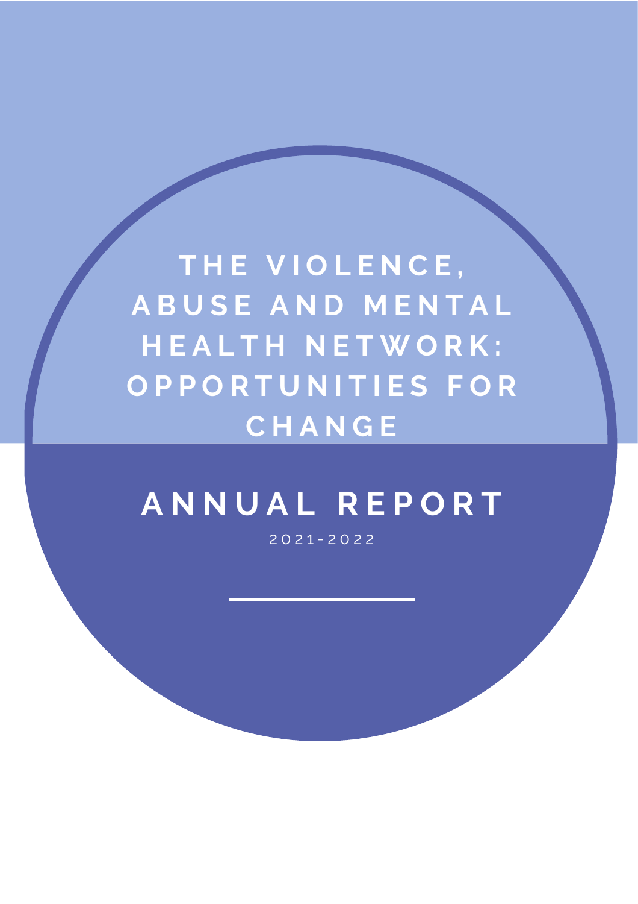# THE VIOLENCE, ABUSE AND MENTAL HEALTH NETWORK: OPPORTUNITIES FOR CHANGE

## ANNUAL REPORT

2021-2022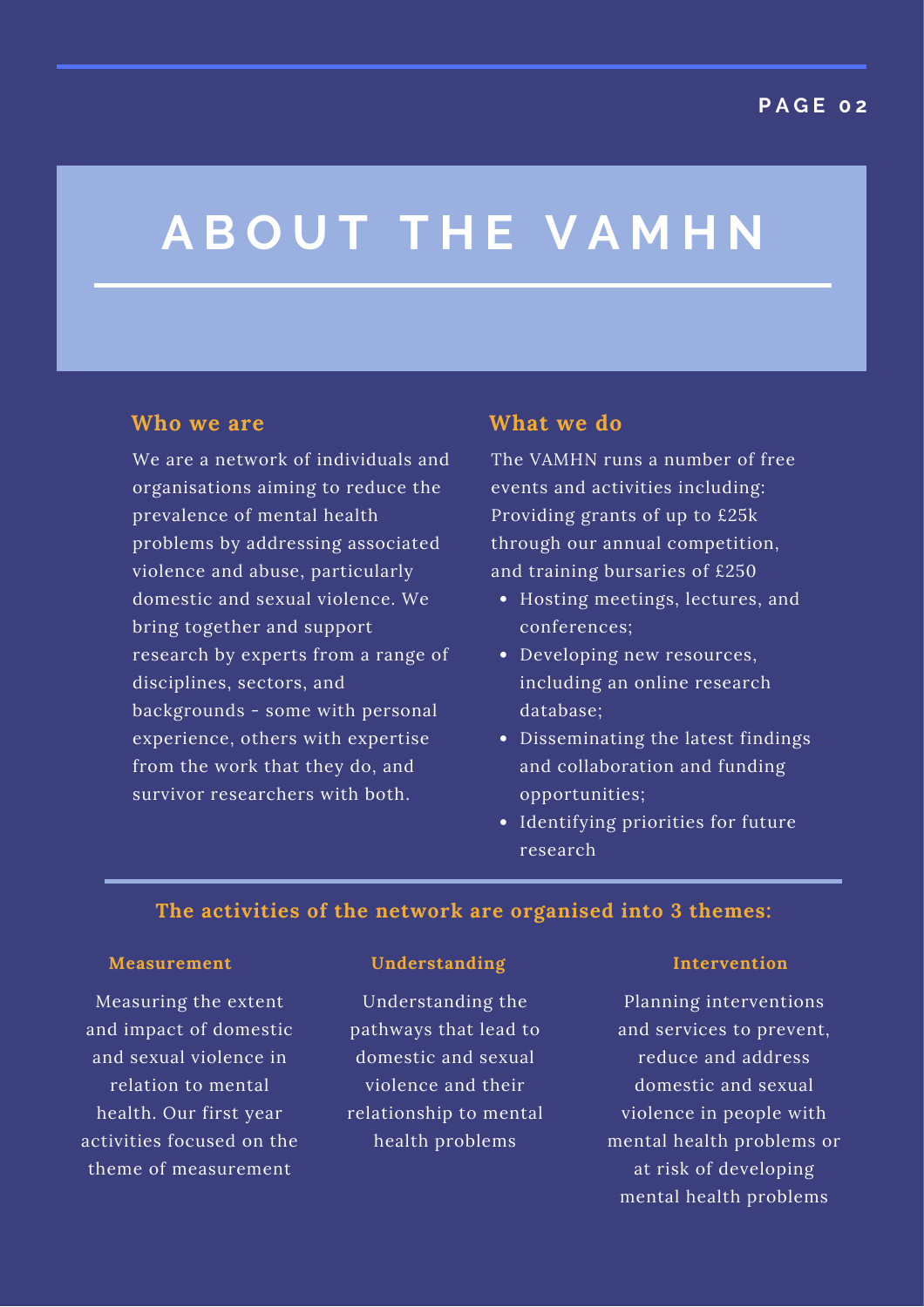# ABOUT THE VAMHN

## Who we are

We are a network of individuals and organisations aiming to reduce the prevalence of mental health problems by addressing associated violence and abuse, particularly domestic and sexual violence. We bring together and support research by experts from a range of disciplines, sectors, and backgrounds - some with personal experience, others with expertise from the work that they do, and survivor researchers with both.

## What we do

The VAMHN runs a number of free events and activities including: Providing grants of up to £25k through our annual competition, and training bursaries of £250

- Hosting meetings, lectures, and conferences;
- Developing new resources, including an online research database;
- Disseminating the latest findings and collaboration and funding opportunities;
- Identifying priorities for future research

## The activities of the network are organised into 3 themes:

### Measurement

Measuring the extent and impact of domestic and sexual violence in relation to mental health. Our first year activities focused on the theme of measurement

### Understanding

Understanding the pathways that lead to domestic and sexual violence and their relationship to mental health problems

### Intervention

Planning interventions and services to prevent, reduce and address domestic and sexual violence in people with mental health problems or at risk of developing mental health problems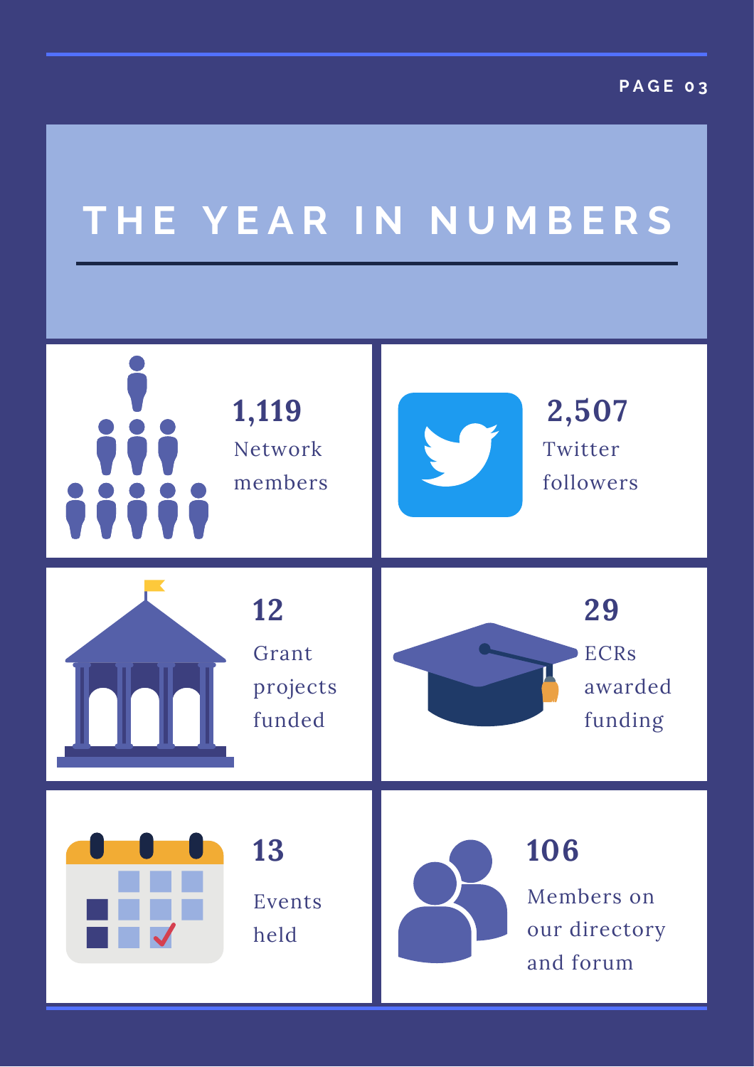# THE YEAR IN NUMBERS

**1,119**
Network members

**2,507**
Twitter followers

**12**
Grant projects funded

**29**
ECRs awarded funding

**13**
Events held

**106**
Members on our directory and forum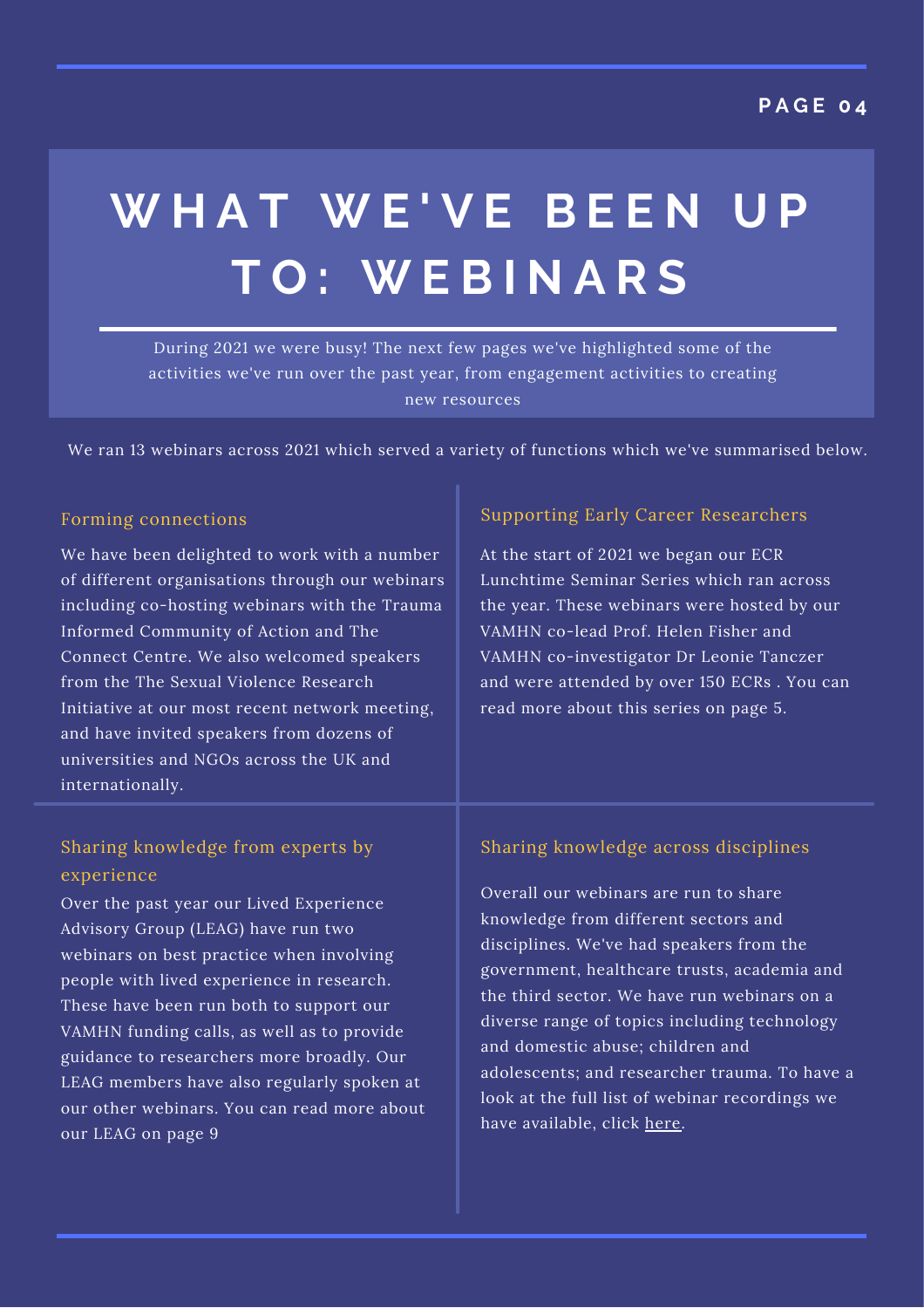# WHAT WE'VE BEEN UP TO: WEBINARS

During 2021 we were busy! The next few pages we've highlighted some of the activities we've run over the past year, from engagement activities to creating new resources

We ran 13 webinars across 2021 which served a variety of functions which we've summarised below.

## Forming connections

We have been delighted to work with a number of different organisations through our webinars including co-hosting webinars with the Trauma Informed Community of Action and The Connect Centre. We also welcomed speakers from the The Sexual Violence Research Initiative at our most recent network meeting, and have invited speakers from dozens of universities and NGOs across the UK and internationally.

## Supporting Early Career Researchers

At the start of 2021 we began our ECR Lunchtime Seminar Series which ran across the year. These webinars were hosted by our VAMHN co-lead Prof. Helen Fisher and VAMHN co-investigator Dr Leonie Tanczer and were attended by over 150 ECRs . You can read more about this series on page 5.

## Sharing knowledge from experts by experience

Over the past year our Lived Experience Advisory Group (LEAG) have run two webinars on best practice when involving people with lived experience in research. These have been run both to support our VAMHN funding calls, as well as to provide guidance to researchers more broadly. Our LEAG members have also regularly spoken at our other webinars. You can read more about our LEAG on page 9

## Sharing knowledge across disciplines

Overall our webinars are run to share knowledge from different sectors and disciplines. We've had speakers from the government, healthcare trusts, academia and the third sector. We have run webinars on a diverse range of topics including technology and domestic abuse; children and adolescents; and researcher trauma. To have a look at the full list of webinar recordings we have available, click here.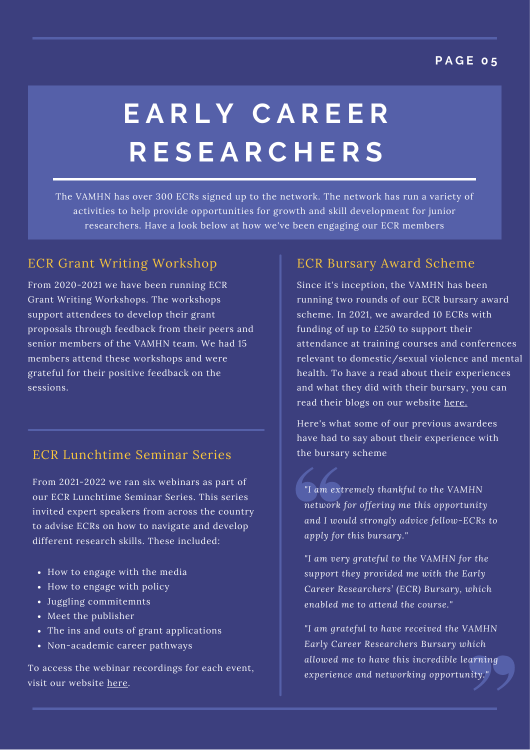# EARLY CAREER RESEARCHERS

The VAMHN has over 300 ECRs signed up to the network. The network has run a variety of activities to help provide opportunities for growth and skill development for junior researchers. Have a look below at how we've been engaging our ECR members

## ECR Grant Writing Workshop

From 2020-2021 we have been running ECR Grant Writing Workshops. The workshops support attendees to develop their grant proposals through feedback from their peers and senior members of the VAMHN team. We had 15 members attend these workshops and were grateful for their positive feedback on the sessions.

## ECR Lunchtime Seminar Series

From 2021-2022 we ran six webinars as part of our ECR Lunchtime Seminar Series. This series invited expert speakers from across the country to advise ECRs on how to navigate and develop different research skills. These included:

- How to engage with the media
- How to engage with policy
- Juggling commitemnts
- Meet the publisher
- The ins and outs of grant applications
- Non-academic career pathways

To access the webinar recordings for each event, visit our website here.

## ECR Bursary Award Scheme

Since it's inception, the VAMHN has been running two rounds of our ECR bursary award scheme. In 2021, we awarded 10 ECRs with funding of up to £250 to support their attendance at training courses and conferences relevant to domestic/sexual violence and mental health. To have a read about their experiences and what they did with their bursary, you can read their blogs on our website here.

Here's what some of our previous awardees have had to say about their experience with the bursary scheme

*"I am extremely thankful to the VAMHN network for offering me this opportunity and I would strongly advice fellow-ECRs to apply for this bursary."*

*"I am very grateful to the VAMHN for the support they provided me with the Early Career Researchers' (ECR) Bursary, which enabled me to attend the course."*

*"I am grateful to have received the VAMHN Early Career Researchers Bursary which allowed me to have this incredible learning experience and networking opportunity."*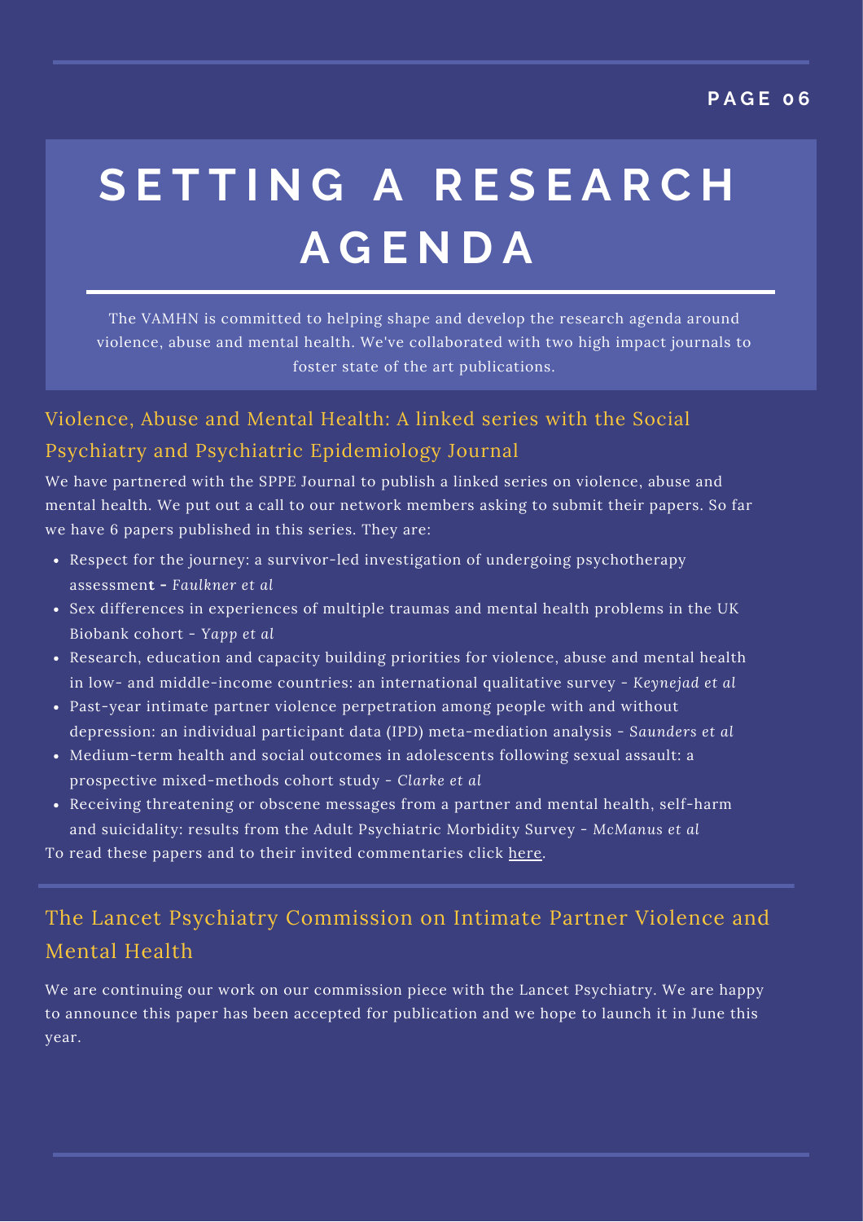# SETTING A RESEARCH AGENDA

The VAMHN is committed to helping shape and develop the research agenda around violence, abuse and mental health. We've collaborated with two high impact journals to foster state of the art publications.

## Violence, Abuse and Mental Health: A linked series with the Social Psychiatry and Psychiatric Epidemiology Journal

We have partnered with the SPPE Journal to publish a linked series on violence, abuse and mental health. We put out a call to our network members asking to submit their papers. So far we have 6 papers published in this series. They are:

- Respect for the journey: a survivor-led investigation of undergoing psychotherapy assessment - *Faulkner et al*
- Sex differences in experiences of multiple traumas and mental health problems in the UK Biobank cohort - *Yapp et al*
- Research, education and capacity building priorities for violence, abuse and mental health in low- and middle-income countries: an international qualitative survey - *Keynejad et al*
- Past-year intimate partner violence perpetration among people with and without depression: an individual participant data (IPD) meta-mediation analysis - *Saunders et al*
- Medium-term health and social outcomes in adolescents following sexual assault: a prospective mixed-methods cohort study - *Clarke et al*
- Receiving threatening or obscene messages from a partner and mental health, self-harm and suicidality: results from the Adult Psychiatric Morbidity Survey - *McManus et al*

To read these papers and to their invited commentaries click here.

## The Lancet Psychiatry Commission on Intimate Partner Violence and Mental Health

We are continuing our work on our commission piece with the Lancet Psychiatry. We are happy to announce this paper has been accepted for publication and we hope to launch it in June this year.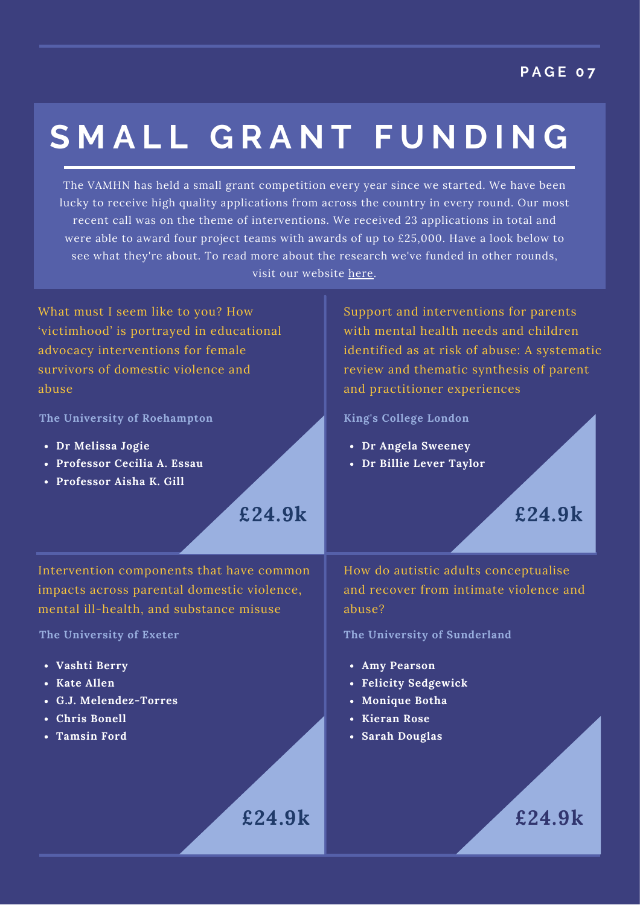# SMALL GRANT FUNDING

The VAMHN has held a small grant competition every year since we started. We have been lucky to receive high quality applications from across the country in every round. Our most recent call was on the theme of interventions. We received 23 applications in total and were able to award four project teams with awards of up to £25,000. Have a look below to see what they're about. To read more about the research we've funded in other rounds, visit our website here.

### What must I seem like to you? How 'victimhood' is portrayed in educational advocacy interventions for female survivors of domestic violence and abuse

**The University of Roehampton**

- **Dr Melissa Jogie**
- **Professor Cecilia A. Essau**
- **Professor Aisha K. Gill**

**£24.9k**

### Support and interventions for parents with mental health needs and children identified as at risk of abuse: A systematic review and thematic synthesis of parent and practitioner experiences

**King's College London**

- **Dr Angela Sweeney**
- **Dr Billie Lever Taylor**

**£24.9k**

### Intervention components that have common impacts across parental domestic violence, mental ill-health, and substance misuse

**The University of Exeter**

- **Vashti Berry**
- **Kate Allen**
- **G.J. Melendez-Torres**
- **Chris Bonell**
- **Tamsin Ford**

**£24.9k**

### How do autistic adults conceptualise and recover from intimate violence and abuse?

**The University of Sunderland**

- **Amy Pearson**
- **Felicity Sedgewick**
- **Monique Botha**
- **Kieran Rose**
- **Sarah Douglas**

**£24.9k**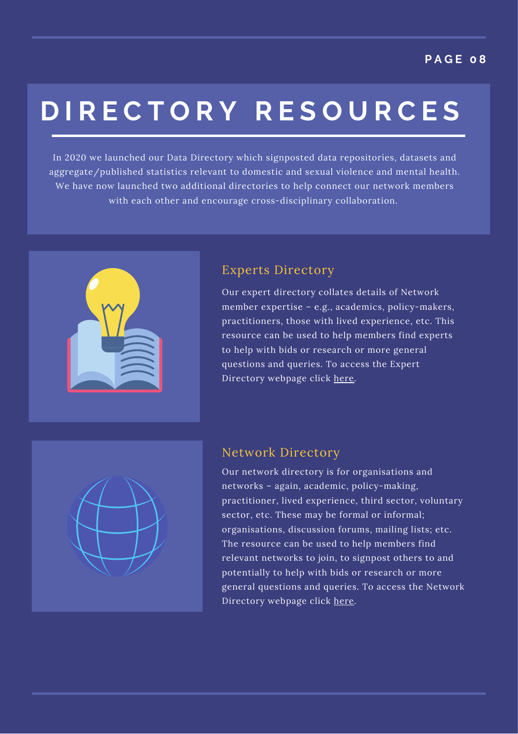# DIRECTORY RESOURCES

In 2020 we launched our Data Directory which signposted data repositories, datasets and aggregate/published statistics relevant to domestic and sexual violence and mental health. We have now launched two additional directories to help connect our network members with each other and encourage cross-disciplinary collaboration.

## Experts Directory

Our expert directory collates details of Network member expertise – e.g., academics, policy-makers, practitioners, those with lived experience, etc. This resource can be used to help members find experts to help with bids or research or more general questions and queries. To access the Expert Directory webpage click here.

## Network Directory

Our network directory is for organisations and networks – again, academic, policy-making, practitioner, lived experience, third sector, voluntary sector, etc. These may be formal or informal; organisations, discussion forums, mailing lists; etc. The resource can be used to help members find relevant networks to join, to signpost others to and potentially to help with bids or research or more general questions and queries. To access the Network Directory webpage click here.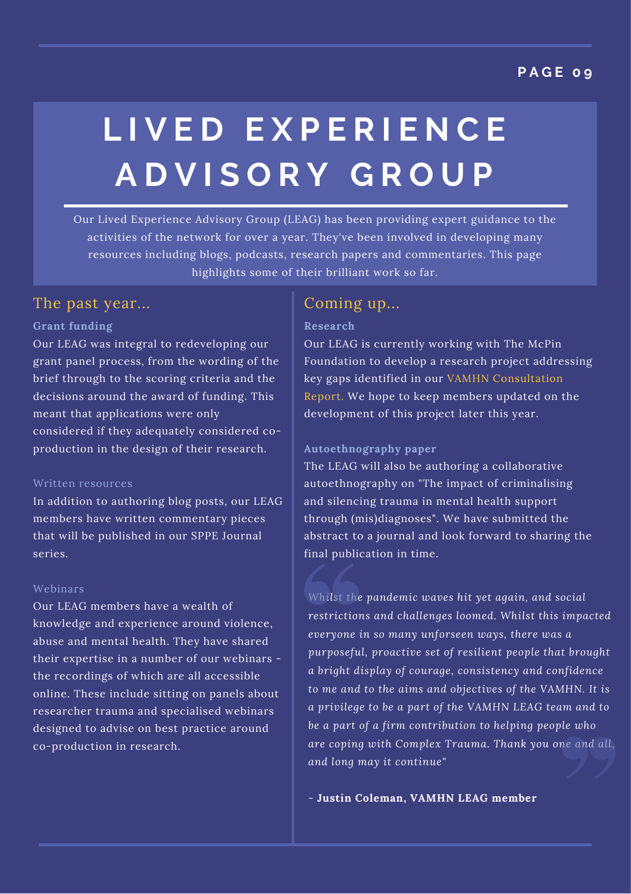# LIVED EXPERIENCE ADVISORY GROUP

Our Lived Experience Advisory Group (LEAG) has been providing expert guidance to the activities of the network for over a year. They've been involved in developing many resources including blogs, podcasts, research papers and commentaries. This page highlights some of their brilliant work so far.

## The past year...

### Grant funding

Our LEAG was integral to redeveloping our grant panel process, from the wording of the brief through to the scoring criteria and the decisions around the award of funding. This meant that applications were only considered if they adequately considered co-production in the design of their research.

### Written resources

In addition to authoring blog posts, our LEAG members have written commentary pieces that will be published in our SPPE Journal series.

### Webinars

Our LEAG members have a wealth of knowledge and experience around violence, abuse and mental health. They have shared their expertise in a number of our webinars - the recordings of which are all accessible online. These include sitting on panels about researcher trauma and specialised webinars designed to advise on best practice around co-production in research.

## Coming up...

### Research

Our LEAG is currently working with The McPin Foundation to develop a research project addressing key gaps identified in our VAMHN Consultation Report. We hope to keep members updated on the development of this project later this year.

### Autoethnography paper

The LEAG will also be authoring a collaborative autoethnography on "The impact of criminalising and silencing trauma in mental health support through (mis)diagnoses". We have submitted the abstract to a journal and look forward to sharing the final publication in time.

> *Whilst the pandemic waves hit yet again, and social restrictions and challenges loomed. Whilst this impacted everyone in so many unforseen ways, there was a purposeful, proactive set of resilient people that brought a bright display of courage, consistency and confidence to me and to the aims and objectives of the VAMHN. It is a privilege to be a part of the VAMHN LEAG team and to be a part of a firm contribution to helping people who are coping with Complex Trauma. Thank you one and all, and long may it continue"*
>
> **- Justin Coleman, VAMHN LEAG member**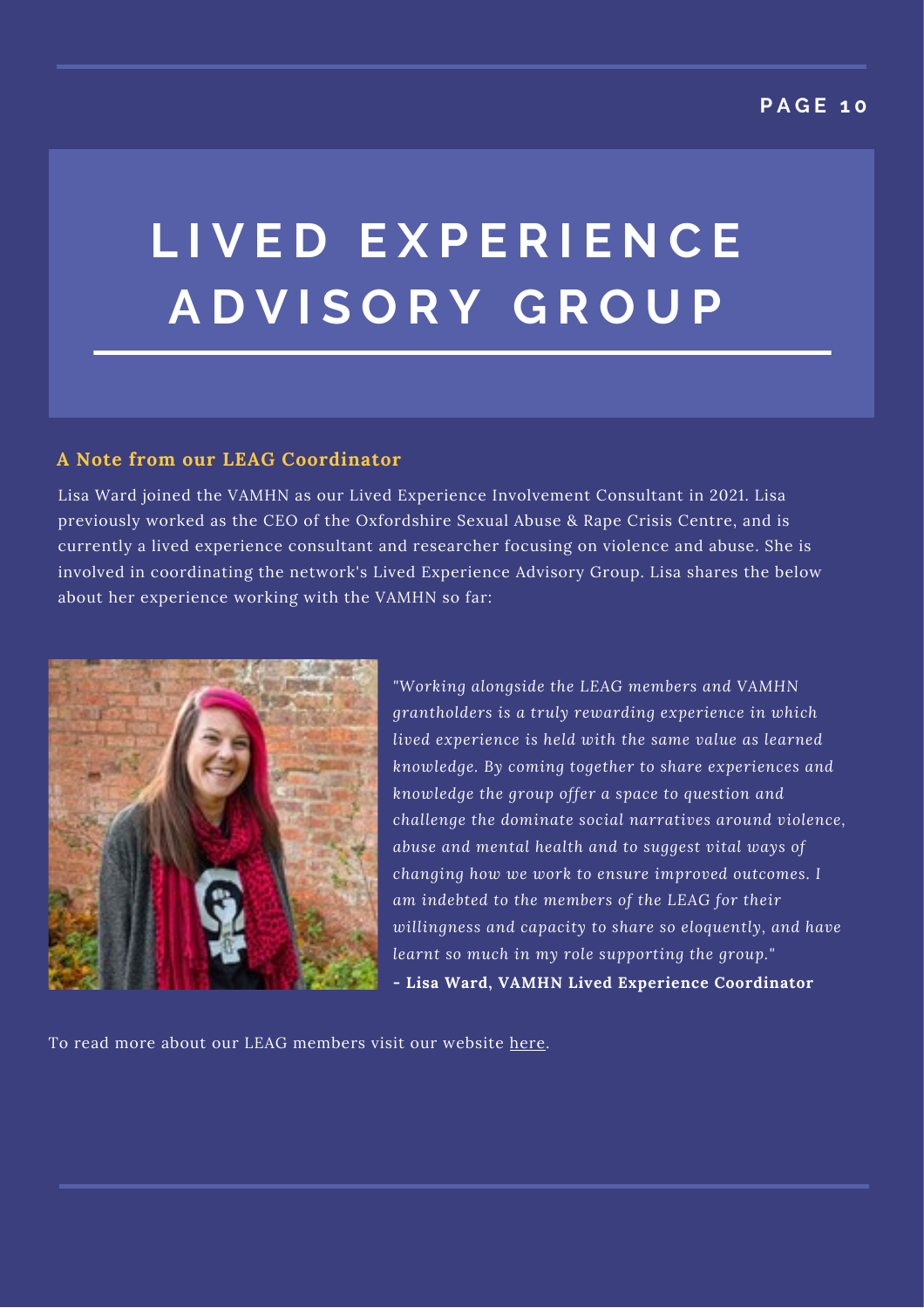# LIVED EXPERIENCE ADVISORY GROUP

### A Note from our LEAG Coordinator

Lisa Ward joined the VAMHN as our Lived Experience Involvement Consultant in 2021. Lisa previously worked as the CEO of the Oxfordshire Sexual Abuse & Rape Crisis Centre, and is currently a lived experience consultant and researcher focusing on violence and abuse. She is involved in coordinating the network's Lived Experience Advisory Group. Lisa shares the below about her experience working with the VAMHN so far:

*"Working alongside the LEAG members and VAMHN grantholders is a truly rewarding experience in which lived experience is held with the same value as learned knowledge. By coming together to share experiences and knowledge the group offer a space to question and challenge the dominate social narratives around violence, abuse and mental health and to suggest vital ways of changing how we work to ensure improved outcomes. I am indebted to the members of the LEAG for their willingness and capacity to share so eloquently, and have learnt so much in my role supporting the group."*

**- Lisa Ward, VAMHN Lived Experience Coordinator**

To read more about our LEAG members visit our website here.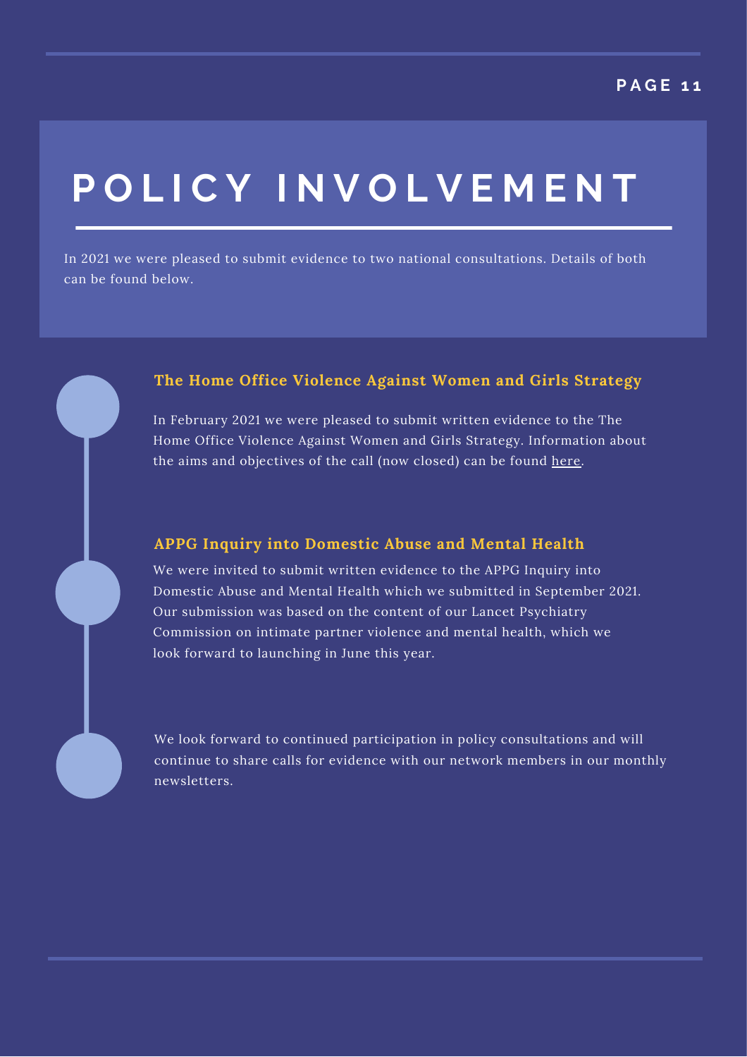# POLICY INVOLVEMENT

In 2021 we were pleased to submit evidence to two national consultations. Details of both can be found below.

### The Home Office Violence Against Women and Girls Strategy

In February 2021 we were pleased to submit written evidence to the The Home Office Violence Against Women and Girls Strategy. Information about the aims and objectives of the call (now closed) can be found here.

### APPG Inquiry into Domestic Abuse and Mental Health

We were invited to submit written evidence to the APPG Inquiry into Domestic Abuse and Mental Health which we submitted in September 2021. Our submission was based on the content of our Lancet Psychiatry Commission on intimate partner violence and mental health, which we look forward to launching in June this year.

We look forward to continued participation in policy consultations and will continue to share calls for evidence with our network members in our monthly newsletters.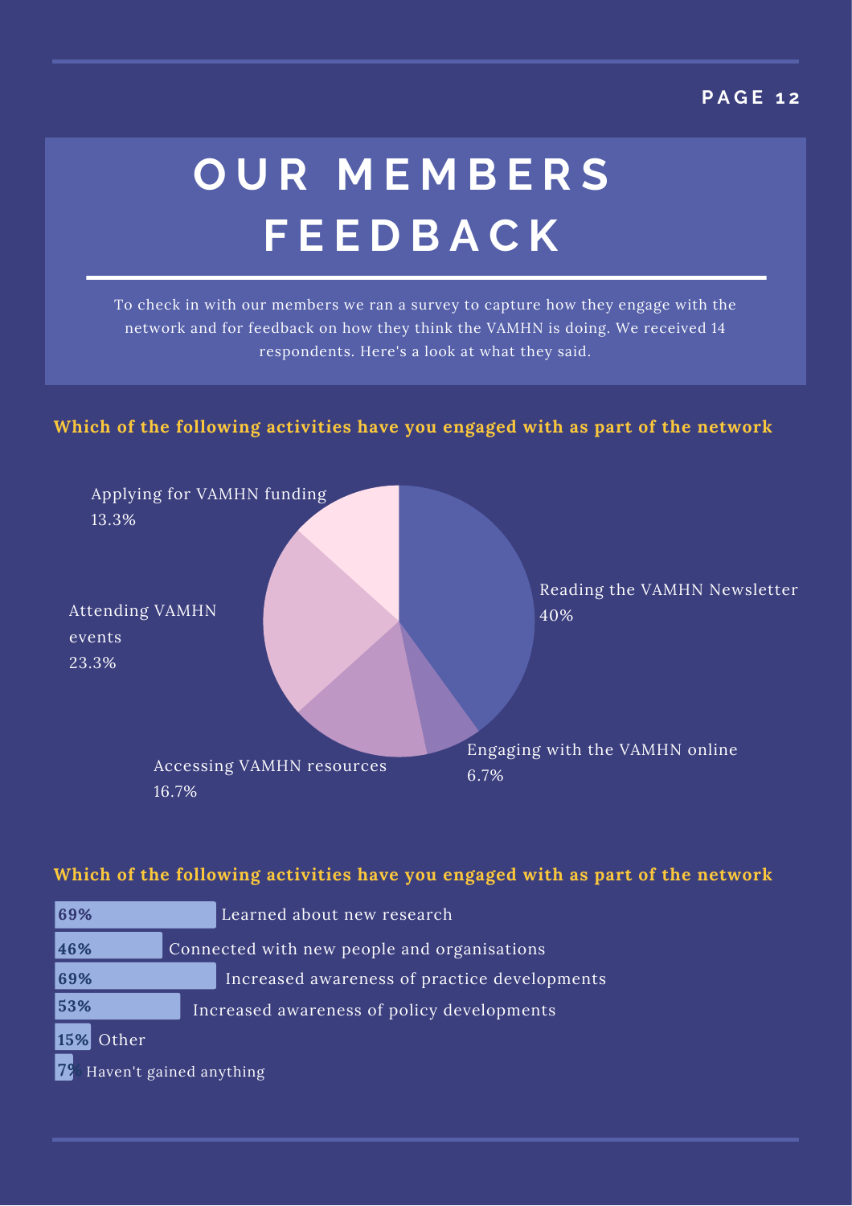# OUR MEMBERS FEEDBACK

To check in with our members we ran a survey to capture how they engage with the network and for feedback on how they think the VAMHN is doing. We received 14 respondents. Here's a look at what they said.

### Which of the following activities have you engaged with as part of the network

| Activity | Percentage |
|---|---|
| Reading the VAMHN Newsletter | 40% |
| Engaging with the VAMHN online | 6.7% |
| Accessing VAMHN resources | 16.7% |
| Attending VAMHN events | 23.3% |
| Applying for VAMHN funding | 13.3% |

### Which of the following activities have you engaged with as part of the network

| Percentage | Response |
|---|---|
| 69% | Learned about new research |
| 46% | Connected with new people and organisations |
| 69% | Increased awareness of practice developments |
| 53% | Increased awareness of policy developments |
| 15% | Other |
| 7% | Haven't gained anything |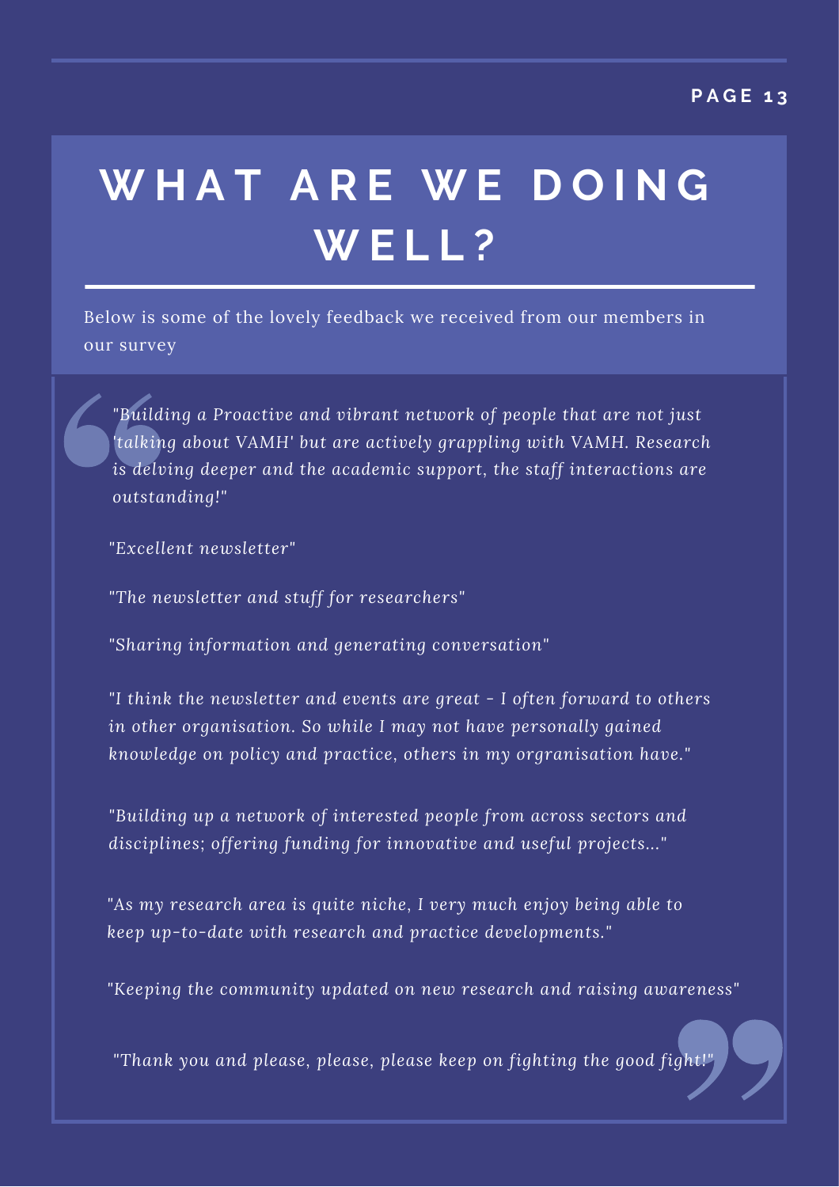# WHAT ARE WE DOING WELL?

Below is some of the lovely feedback we received from our members in our survey

*"Building a Proactive and vibrant network of people that are not just 'talking about VAMH' but are actively grappling with VAMH. Research is delving deeper and the academic support, the staff interactions are outstanding!"*

*"Excellent newsletter"*

*"The newsletter and stuff for researchers"*

*"Sharing information and generating conversation"*

*"I think the newsletter and events are great - I often forward to others in other organisation. So while I may not have personally gained knowledge on policy and practice, others in my orgranisation have."*

*"Building up a network of interested people from across sectors and disciplines; offering funding for innovative and useful projects..."*

*"As my research area is quite niche, I very much enjoy being able to keep up-to-date with research and practice developments."*

*"Keeping the community updated on new research and raising awareness"*

*"Thank you and please, please, please keep on fighting the good fight!"*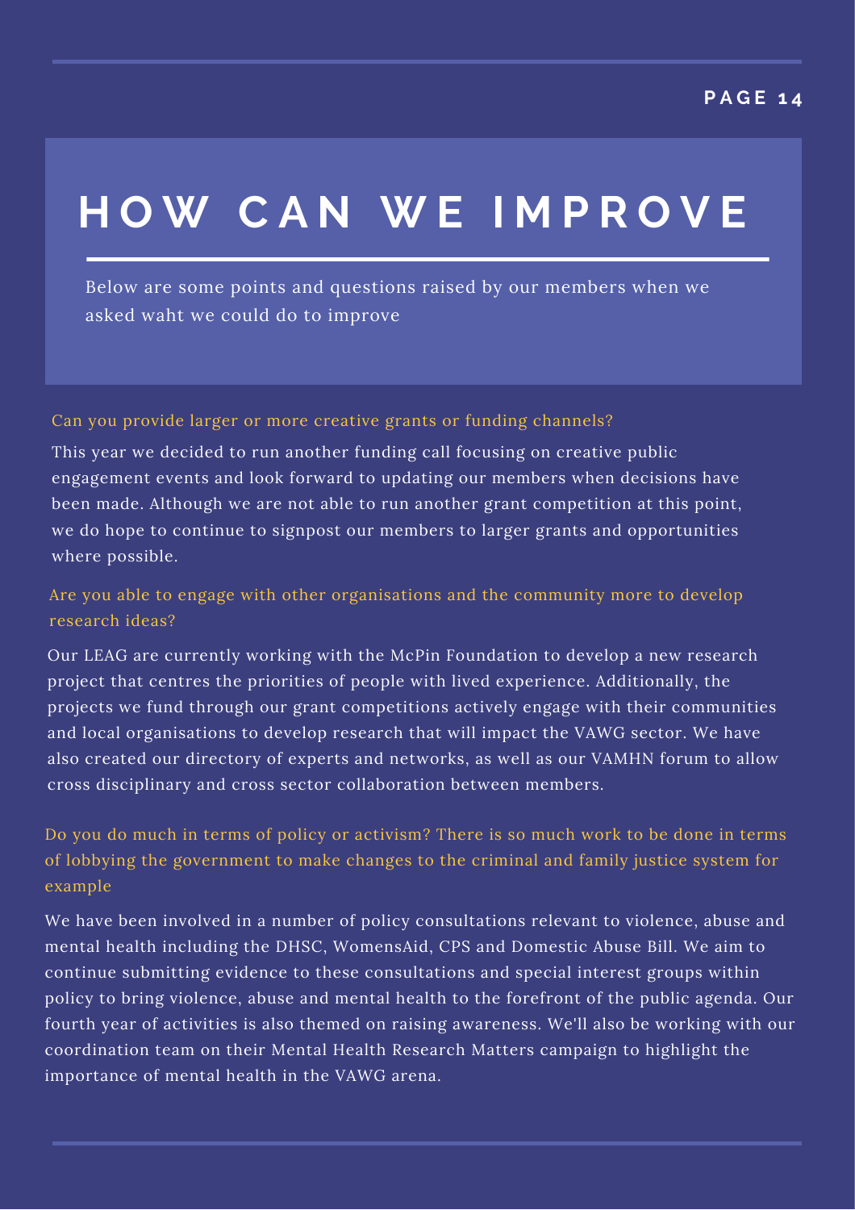# HOW CAN WE IMPROVE

Below are some points and questions raised by our members when we asked waht we could do to improve

**Can you provide larger or more creative grants or funding channels?**

This year we decided to run another funding call focusing on creative public engagement events and look forward to updating our members when decisions have been made. Although we are not able to run another grant competition at this point, we do hope to continue to signpost our members to larger grants and opportunities where possible.

**Are you able to engage with other organisations and the community more to develop research ideas?**

Our LEAG are currently working with the McPin Foundation to develop a new research project that centres the priorities of people with lived experience. Additionally, the projects we fund through our grant competitions actively engage with their communities and local organisations to develop research that will impact the VAWG sector. We have also created our directory of experts and networks, as well as our VAMHN forum to allow cross disciplinary and cross sector collaboration between members.

**Do you do much in terms of policy or activism? There is so much work to be done in terms of lobbying the government to make changes to the criminal and family justice system for example**

We have been involved in a number of policy consultations relevant to violence, abuse and mental health including the DHSC, WomensAid, CPS and Domestic Abuse Bill. We aim to continue submitting evidence to these consultations and special interest groups within policy to bring violence, abuse and mental health to the forefront of the public agenda. Our fourth year of activities is also themed on raising awareness. We'll also be working with our coordination team on their Mental Health Research Matters campaign to highlight the importance of mental health in the VAWG arena.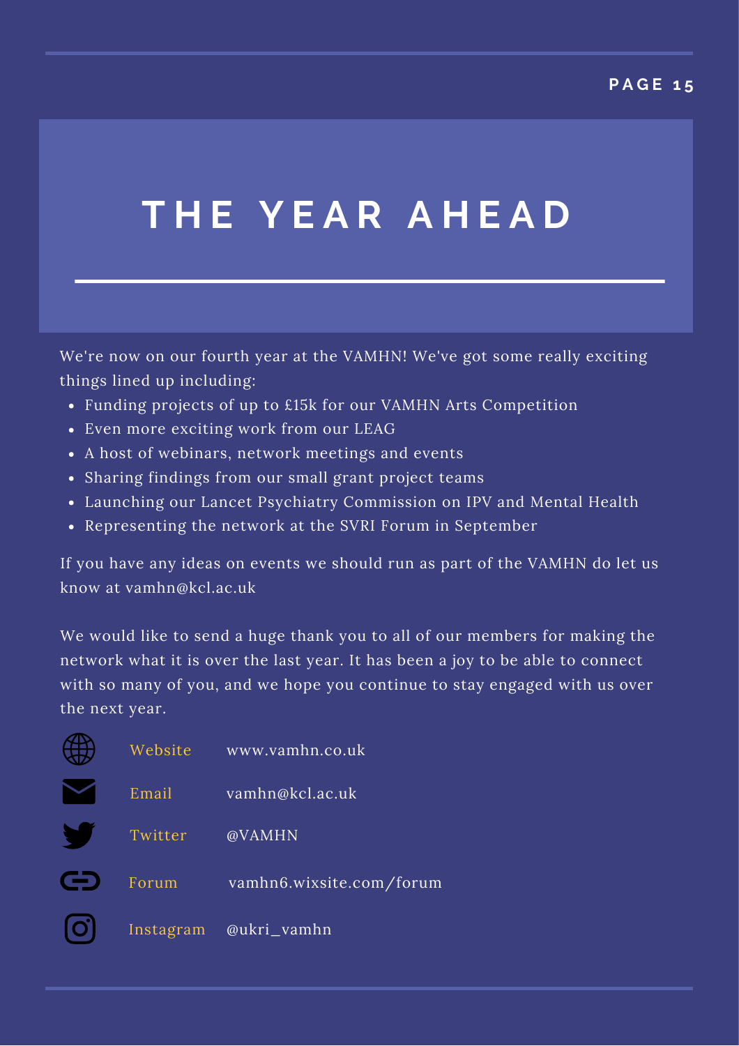# THE YEAR AHEAD

We're now on our fourth year at the VAMHN! We've got some really exciting things lined up including:

- Funding projects of up to £15k for our VAMHN Arts Competition
- Even more exciting work from our LEAG
- A host of webinars, network meetings and events
- Sharing findings from our small grant project teams
- Launching our Lancet Psychiatry Commission on IPV and Mental Health
- Representing the network at the SVRI Forum in September

If you have any ideas on events we should run as part of the VAMHN do let us know at vamhn@kcl.ac.uk

We would like to send a huge thank you to all of our members for making the network what it is over the last year. It has been a joy to be able to connect with so many of you, and we hope you continue to stay engaged with us over the next year.

| | |
|---|---|
| Website | www.vamhn.co.uk |
| Email | vamhn@kcl.ac.uk |
| Twitter | @VAMHN |
| Forum | vamhn6.wixsite.com/forum |
| Instagram | @ukri_vamhn |